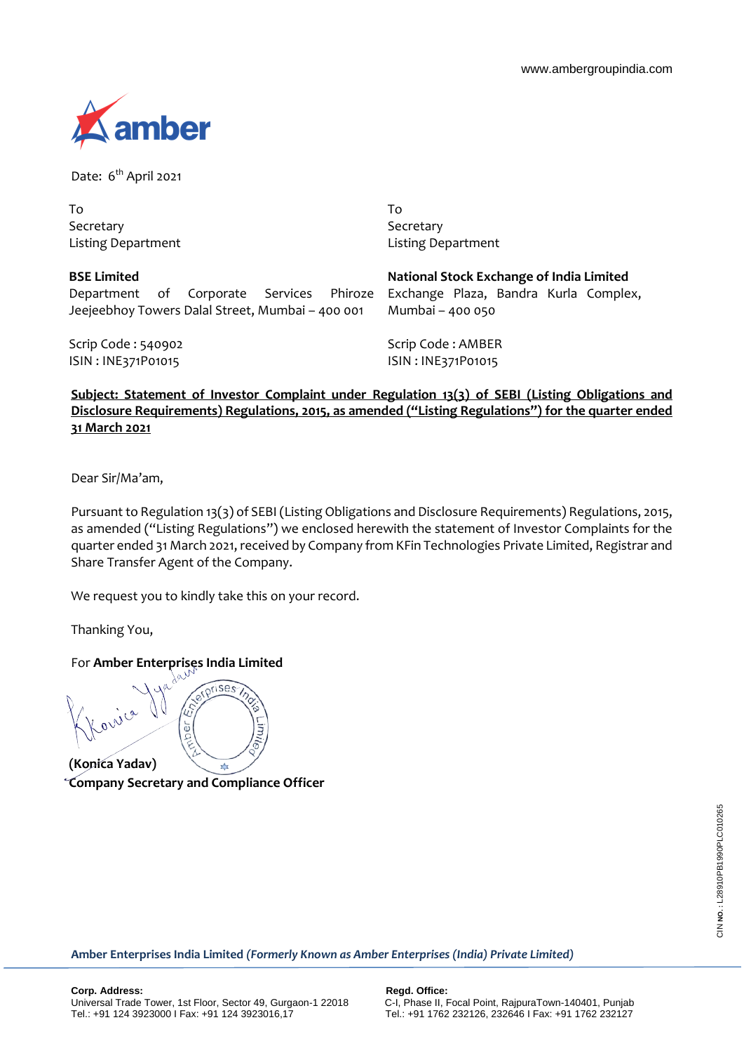www.ambergroupindia.com

Date: 6th April 2021

To
Secretary
Listing Department

**BSE Limited**
Department of Corporate Services Phiroze Jeejeebhoy Towers Dalal Street, Mumbai – 400 001

Scrip Code : 540902
ISIN : INE371P01015

To
Secretary
Listing Department

**National Stock Exchange of India Limited**
Exchange Plaza, Bandra Kurla Complex, Mumbai – 400 050

Scrip Code : AMBER
ISIN : INE371P01015

**Subject: Statement of Investor Complaint under Regulation 13(3) of SEBI (Listing Obligations and Disclosure Requirements) Regulations, 2015, as amended ("Listing Regulations") for the quarter ended 31 March 2021**

Dear Sir/Ma'am,

Pursuant to Regulation 13(3) of SEBI (Listing Obligations and Disclosure Requirements) Regulations, 2015, as amended ("Listing Regulations") we enclosed herewith the statement of Investor Complaints for the quarter ended 31 March 2021, received by Company from KFin Technologies Private Limited, Registrar and Share Transfer Agent of the Company.

We request you to kindly take this on your record.

Thanking You,

For **Amber Enterprises India Limited**

**(Konica Yadav)**
**Company Secretary and Compliance Officer**

CIN NO.: L28910PB1990PLC010265

**Amber Enterprises India Limited** ***(Formerly Known as Amber Enterprises (India) Private Limited)***

**Corp. Address:**
Universal Trade Tower, 1st Floor, Sector 49, Gurgaon-1 22018
Tel.: +91 124 3923000 I Fax: +91 124 3923016,17

**Regd. Office:**
C-I, Phase II, Focal Point, RajpuraTown-140401, Punjab
Tel.: +91 1762 232126, 232646 I Fax: +91 1762 232127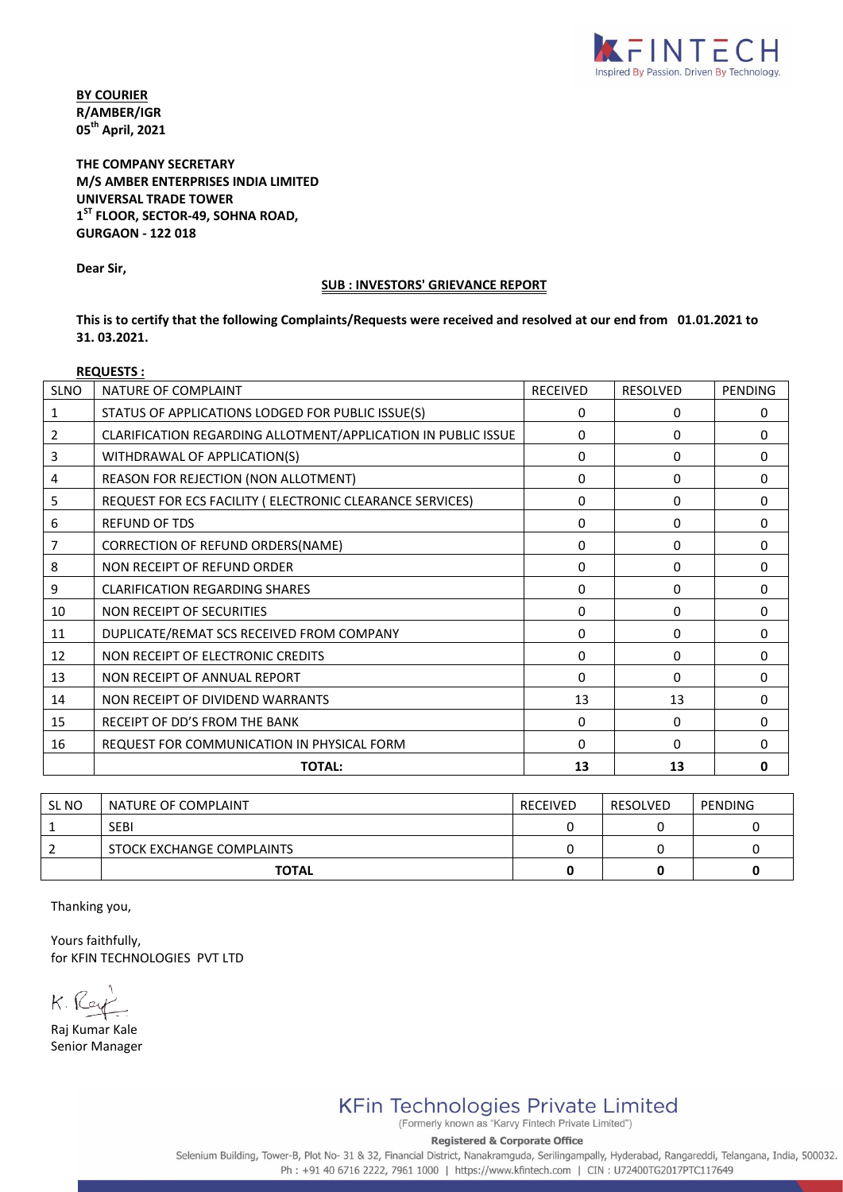**BY COURIER**
**R/AMBER/IGR**
**05th April, 2021**

**THE COMPANY SECRETARY**
**M/S AMBER ENTERPRISES INDIA LIMITED**
**UNIVERSAL TRADE TOWER**
**1ST FLOOR, SECTOR-49, SOHNA ROAD,**
**GURGAON - 122 018**

**Dear Sir,**

**SUB : INVESTORS' GRIEVANCE REPORT**

**This is to certify that the following Complaints/Requests were received and resolved at our end from 01.01.2021 to 31. 03.2021.**

**REQUESTS :**

| SLNO | NATURE OF COMPLAINT | RECEIVED | RESOLVED | PENDING |
|---|---|---|---|---|
| 1 | STATUS OF APPLICATIONS LODGED FOR PUBLIC ISSUE(S) | 0 | 0 | 0 |
| 2 | CLARIFICATION REGARDING ALLOTMENT/APPLICATION IN PUBLIC ISSUE | 0 | 0 | 0 |
| 3 | WITHDRAWAL OF APPLICATION(S) | 0 | 0 | 0 |
| 4 | REASON FOR REJECTION (NON ALLOTMENT) | 0 | 0 | 0 |
| 5 | REQUEST FOR ECS FACILITY ( ELECTRONIC CLEARANCE SERVICES) | 0 | 0 | 0 |
| 6 | REFUND OF TDS | 0 | 0 | 0 |
| 7 | CORRECTION OF REFUND ORDERS(NAME) | 0 | 0 | 0 |
| 8 | NON RECEIPT OF REFUND ORDER | 0 | 0 | 0 |
| 9 | CLARIFICATION REGARDING SHARES | 0 | 0 | 0 |
| 10 | NON RECEIPT OF SECURITIES | 0 | 0 | 0 |
| 11 | DUPLICATE/REMAT SCS RECEIVED FROM COMPANY | 0 | 0 | 0 |
| 12 | NON RECEIPT OF ELECTRONIC CREDITS | 0 | 0 | 0 |
| 13 | NON RECEIPT OF ANNUAL REPORT | 0 | 0 | 0 |
| 14 | NON RECEIPT OF DIVIDEND WARRANTS | 13 | 13 | 0 |
| 15 | RECEIPT OF DD'S FROM THE BANK | 0 | 0 | 0 |
| 16 | REQUEST FOR COMMUNICATION IN PHYSICAL FORM | 0 | 0 | 0 |
| | **TOTAL:** | **13** | **13** | **0** |

| SL NO | NATURE OF COMPLAINT | RECEIVED | RESOLVED | PENDING |
|---|---|---|---|---|
| 1 | SEBI | 0 | 0 | 0 |
| 2 | STOCK EXCHANGE COMPLAINTS | 0 | 0 | 0 |
| | **TOTAL** | **0** | **0** | **0** |

Thanking you,

Yours faithfully,
for KFIN TECHNOLOGIES PVT LTD

Raj Kumar Kale
Senior Manager

KFin Technologies Private Limited
(Formerly known as "Karvy Fintech Private Limited")

**Registered & Corporate Office**
Selenium Building, Tower-B, Plot No- 31 & 32, Financial District, Nanakramguda, Serilingampally, Hyderabad, Rangareddi, Telangana, India, 500032.
Ph : +91 40 6716 2222, 7961 1000 | https://www.kfintech.com | CIN : U72400TG2017PTC117649